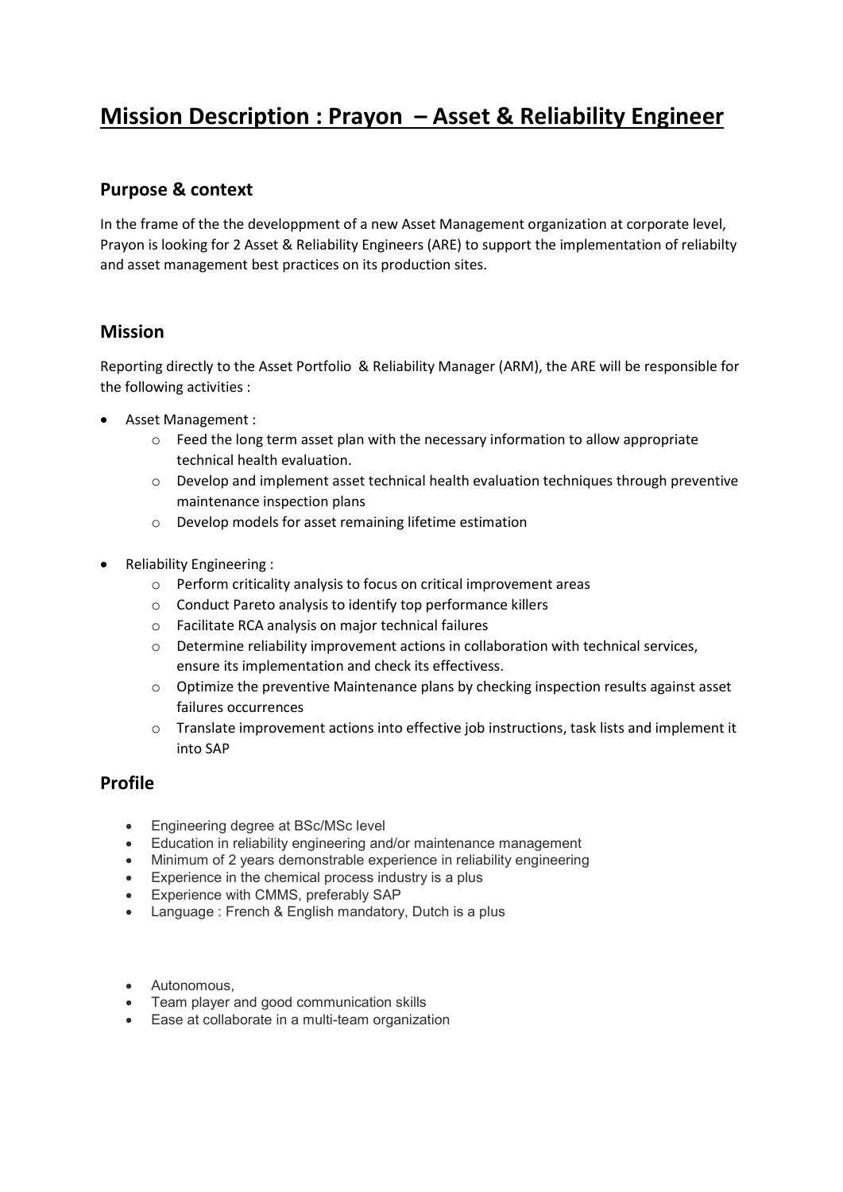# Mission Description : Prayon – Asset & Reliability Engineer

## Purpose & context

In the frame of the the developpment of a new Asset Management organization at corporate level, Prayon is looking for 2 Asset & Reliability Engineers (ARE) to support the implementation of reliabilty and asset management best practices on its production sites.

## Mission

Reporting directly to the Asset Portfolio & Reliability Manager (ARM), the ARE will be responsible for the following activities :

- Asset Management :
  - Feed the long term asset plan with the necessary information to allow appropriate technical health evaluation.
  - Develop and implement asset technical health evaluation techniques through preventive maintenance inspection plans
  - Develop models for asset remaining lifetime estimation
- Reliability Engineering :
  - Perform criticality analysis to focus on critical improvement areas
  - Conduct Pareto analysis to identify top performance killers
  - Facilitate RCA analysis on major technical failures
  - Determine reliability improvement actions in collaboration with technical services, ensure its implementation and check its effectivess.
  - Optimize the preventive Maintenance plans by checking inspection results against asset failures occurrences
  - Translate improvement actions into effective job instructions, task lists and implement it into SAP

## Profile

- Engineering degree at BSc/MSc level
- Education in reliability engineering and/or maintenance management
- Minimum of 2 years demonstrable experience in reliability engineering
- Experience in the chemical process industry is a plus
- Experience with CMMS, preferably SAP
- Language : French & English mandatory, Dutch is a plus

- Autonomous,
- Team player and good communication skills
- Ease at collaborate in a multi-team organization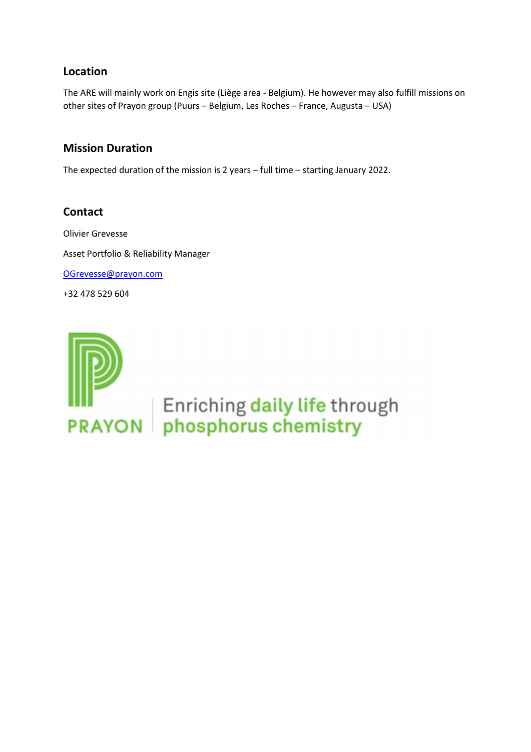## Location

The ARE will mainly work on Engis site (Liège area - Belgium). He however may also fulfill missions on other sites of Prayon group (Puurs – Belgium, Les Roches – France, Augusta – USA)

## Mission Duration

The expected duration of the mission is 2 years – full time – starting January 2022.

## Contact

Olivier Grevesse

Asset Portfolio & Reliability Manager

OGrevesse@prayon.com

+32 478 529 604

PRAYON | Enriching daily life through phosphorus chemistry